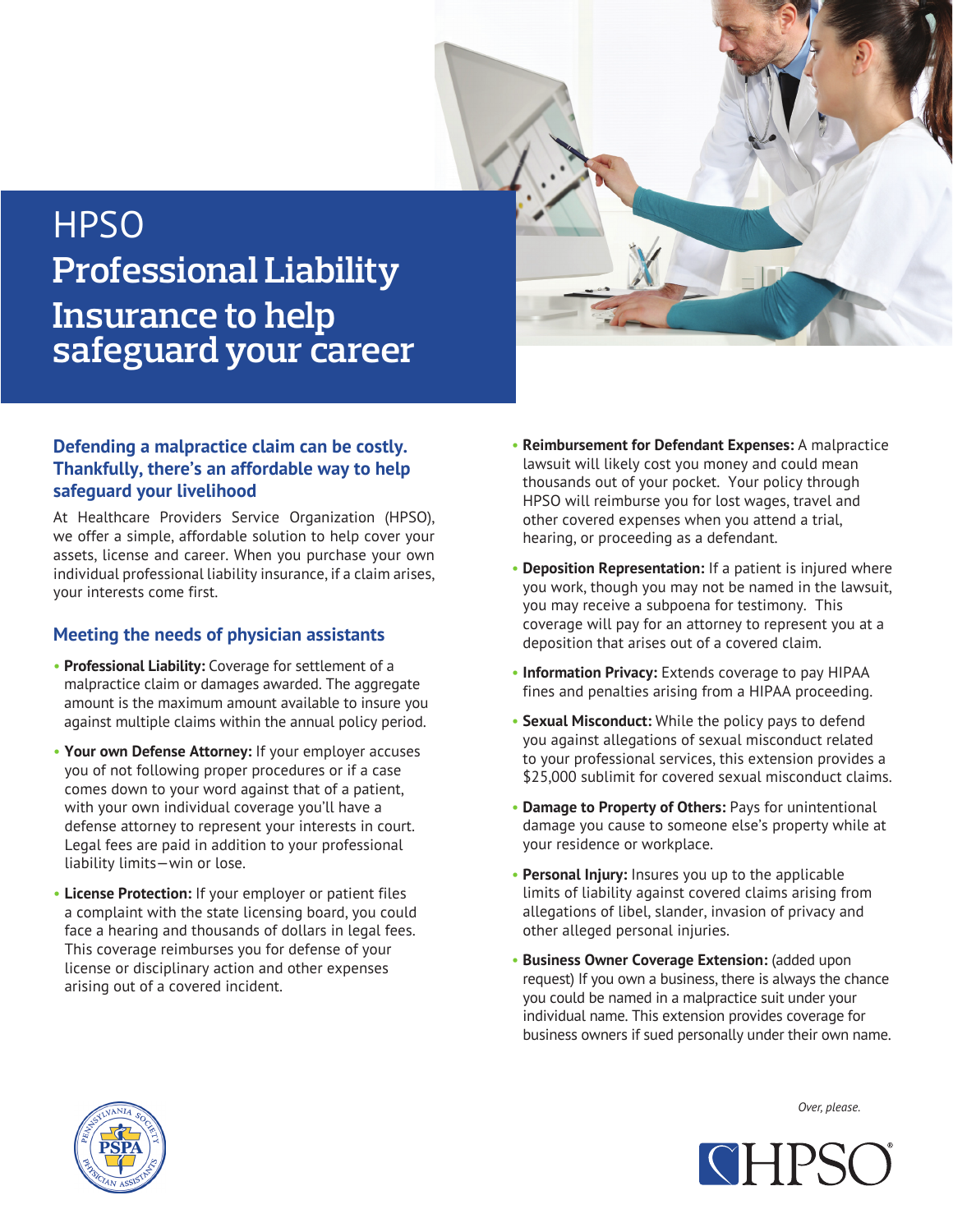# HPSO Professional Liability Insurance to help safeguard your career

## Defending a malpractice claim can be costly. Thankfully, there's an affordable way to help safeguard your livelihood

At Healthcare Providers Service Organization (HPSO), we offer a simple, affordable solution to help cover your assets, license and career. When you purchase your own individual professional liability insurance, if a claim arises, your interests come first.

## Meeting the needs of physician assistants

- **Professional Liability:** Coverage for settlement of a malpractice claim or damages awarded. The aggregate amount is the maximum amount available to insure you against multiple claims within the annual policy period.
- **Your own Defense Attorney:** If your employer accuses you of not following proper procedures or if a case comes down to your word against that of a patient, with your own individual coverage you'll have a defense attorney to represent your interests in court. Legal fees are paid in addition to your professional liability limits—win or lose.
- **License Protection:** If your employer or patient files a complaint with the state licensing board, you could face a hearing and thousands of dollars in legal fees. This coverage reimburses you for defense of your license or disciplinary action and other expenses arising out of a covered incident.
- **Reimbursement for Defendant Expenses:** A malpractice lawsuit will likely cost you money and could mean thousands out of your pocket. Your policy through HPSO will reimburse you for lost wages, travel and other covered expenses when you attend a trial, hearing, or proceeding as a defendant.
- **Deposition Representation:** If a patient is injured where you work, though you may not be named in the lawsuit, you may receive a subpoena for testimony. This coverage will pay for an attorney to represent you at a deposition that arises out of a covered claim.
- **Information Privacy:** Extends coverage to pay HIPAA fines and penalties arising from a HIPAA proceeding.
- **Sexual Misconduct:** While the policy pays to defend you against allegations of sexual misconduct related to your professional services, this extension provides a $25,000 sublimit for covered sexual misconduct claims.
- **Damage to Property of Others:** Pays for unintentional damage you cause to someone else's property while at your residence or workplace.
- **Personal Injury:** Insures you up to the applicable limits of liability against covered claims arising from allegations of libel, slander, invasion of privacy and other alleged personal injuries.
- **Business Owner Coverage Extension:** (added upon request) If you own a business, there is always the chance you could be named in a malpractice suit under your individual name. This extension provides coverage for business owners if sued personally under their own name.

*Over, please.*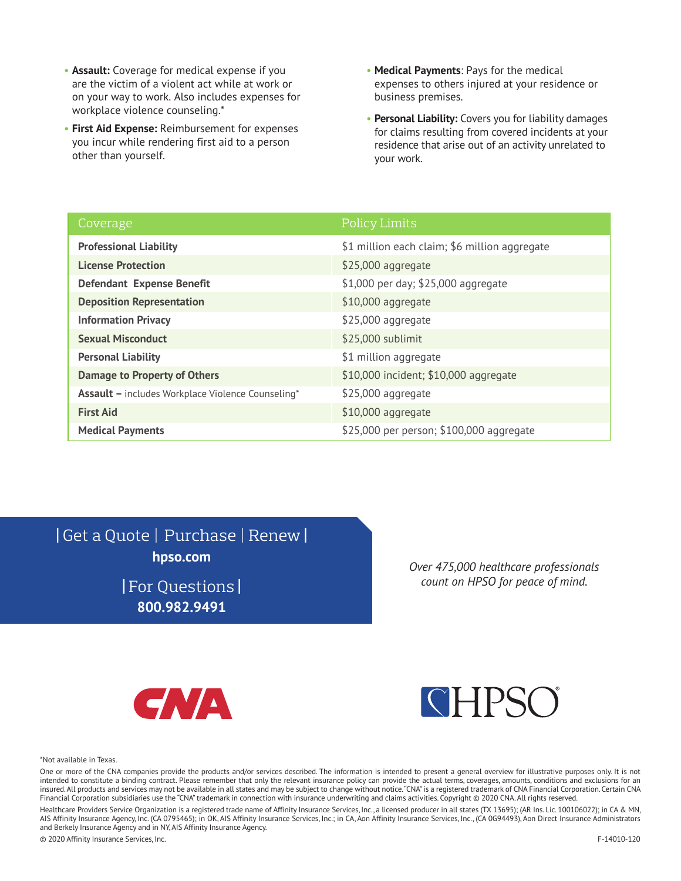- **Assault:** Coverage for medical expense if you are the victim of a violent act while at work or on your way to work. Also includes expenses for workplace violence counseling.*
- **First Aid Expense:** Reimbursement for expenses you incur while rendering first aid to a person other than yourself.
- **Medical Payments**: Pays for the medical expenses to others injured at your residence or business premises.
- **Personal Liability:** Covers you for liability damages for claims resulting from covered incidents at your residence that arise out of an activity unrelated to your work.

| Coverage | Policy Limits |
|---|---|
| **Professional Liability** | $1 million each claim; $6 million aggregate |
| **License Protection** | $25,000 aggregate |
| **Defendant Expense Benefit** | $1,000 per day; $25,000 aggregate |
| **Deposition Representation** | $10,000 aggregate |
| **Information Privacy** | $25,000 aggregate |
| **Sexual Misconduct** | $25,000 sublimit |
| **Personal Liability** | $1 million aggregate |
| **Damage to Property of Others** | $10,000 incident; $10,000 aggregate |
| **Assault –** includes Workplace Violence Counseling* | $25,000 aggregate |
| **First Aid** | $10,000 aggregate |
| **Medical Payments** | $25,000 per person; $100,000 aggregate |

| Get a Quote | Purchase | Renew |

**hpso.com**

| For Questions |

**800.982.9491**

*Over 475,000 healthcare professionals count on HPSO for peace of mind.*

CNA

HPSO®

*Not available in Texas.

One or more of the CNA companies provide the products and/or services described. The information is intended to present a general overview for illustrative purposes only. It is not intended to constitute a binding contract. Please remember that only the relevant insurance policy can provide the actual terms, coverages, amounts, conditions and exclusions for an insured. All products and services may not be available in all states and may be subject to change without notice. "CNA" is a registered trademark of CNA Financial Corporation. Certain CNA Financial Corporation subsidiaries use the "CNA" trademark in connection with insurance underwriting and claims activities. Copyright © 2020 CNA. All rights reserved.

Healthcare Providers Service Organization is a registered trade name of Affinity Insurance Services, Inc., a licensed producer in all states (TX 13695); (AR Ins. Lic. 100106022); in CA & MN, AIS Affinity Insurance Agency, Inc. (CA 0795465); in OK, AIS Affinity Insurance Services, Inc.; in CA, Aon Affinity Insurance Services, Inc., (CA 0G94493), Aon Direct Insurance Administrators and Berkely Insurance Agency and in NY, AIS Affinity Insurance Agency.

© 2020 Affinity Insurance Services, Inc.

F-14010-120